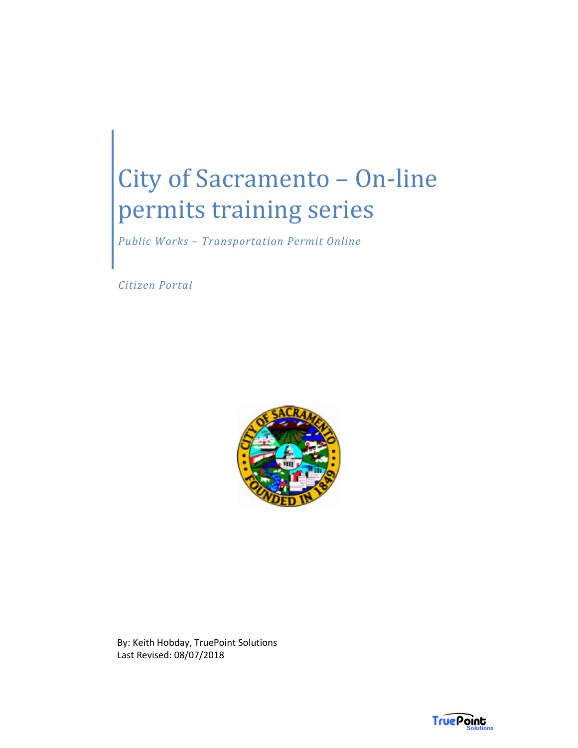# City of Sacramento – On-line permits training series

*Public Works – Transportation Permit Online*

*Citizen Portal*

By: Keith Hobday, TruePoint Solutions
Last Revised: 08/07/2018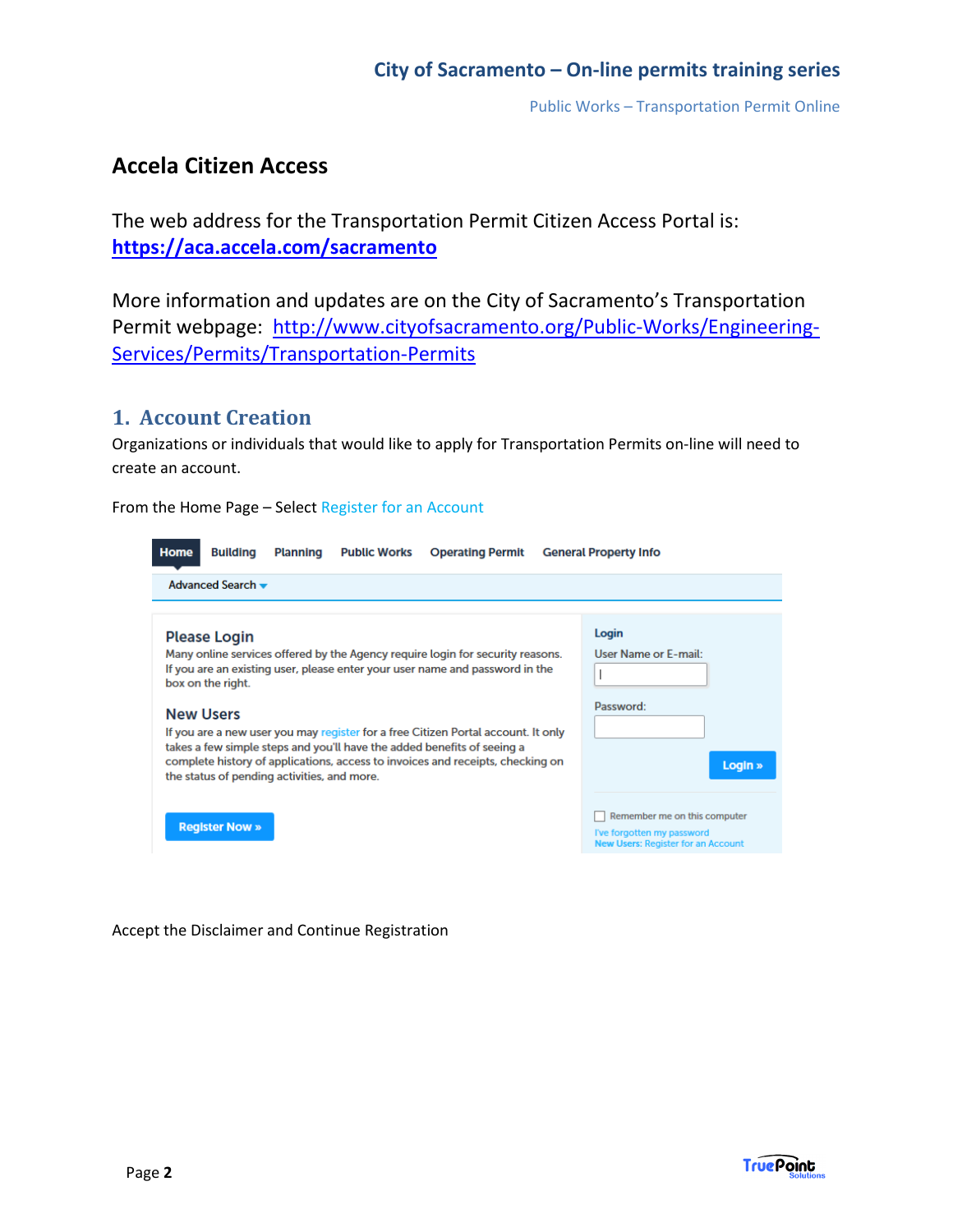## Accela Citizen Access

The web address for the Transportation Permit Citizen Access Portal is:
**https://aca.accela.com/sacramento**

More information and updates are on the City of Sacramento's Transportation Permit webpage: http://www.cityofsacramento.org/Public-Works/Engineering-Services/Permits/Transportation-Permits

## 1. Account Creation

Organizations or individuals that would like to apply for Transportation Permits on-line will need to create an account.

From the Home Page – Select Register for an Account

Accept the Disclaimer and Continue Registration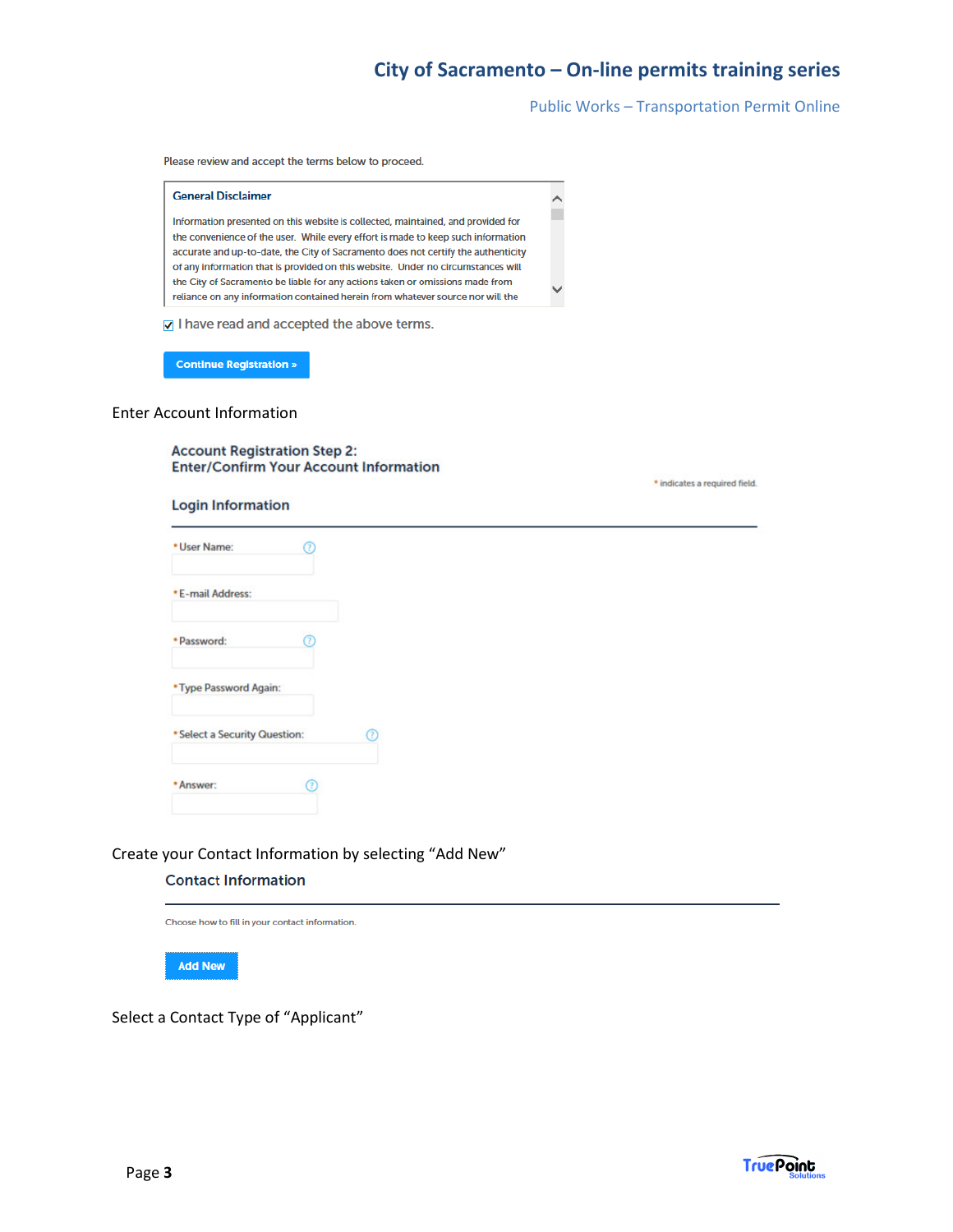Please review and accept the terms below to proceed.

**General Disclaimer**

Information presented on this website is collected, maintained, and provided for the convenience of the user. While every effort is made to keep such information accurate and up-to-date, the City of Sacramento does not certify the authenticity of any information that is provided on this website. Under no circumstances will the City of Sacramento be liable for any actions taken or omissions made from reliance on any information contained herein from whatever source nor will the

☑ I have read and accepted the above terms.

**Continue Registration »**

Enter Account Information

### Account Registration Step 2:
### Enter/Confirm Your Account Information

\* indicates a required field.

#### Login Information

\*User Name:

\*E-mail Address:

\*Password:

\*Type Password Again:

\*Select a Security Question:

\*Answer:

Create your Contact Information by selecting "Add New"

#### Contact Information

Choose how to fill in your contact information.

**Add New**

Select a Contact Type of "Applicant"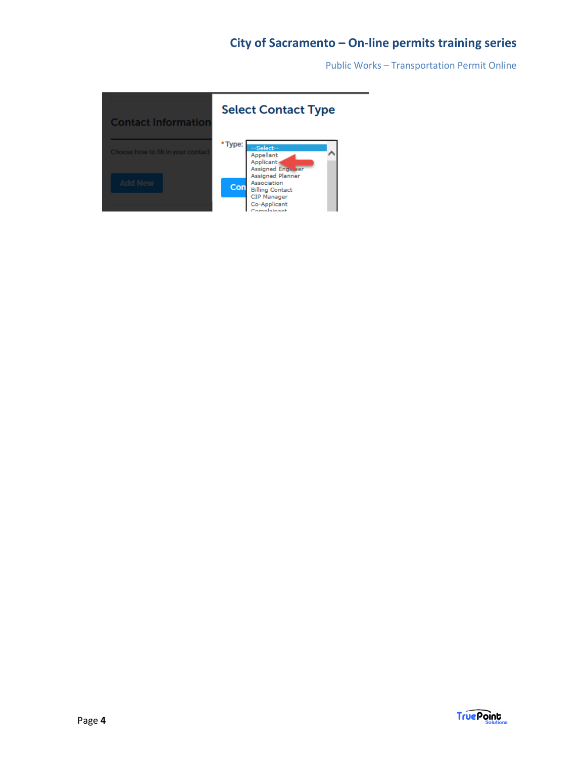Select Contact Type

*Type: --Select--
Appellant
Applicant
Assigned Engineer
Assigned Planner
Association
Billing Contact
CIP Manager
Co-Applicant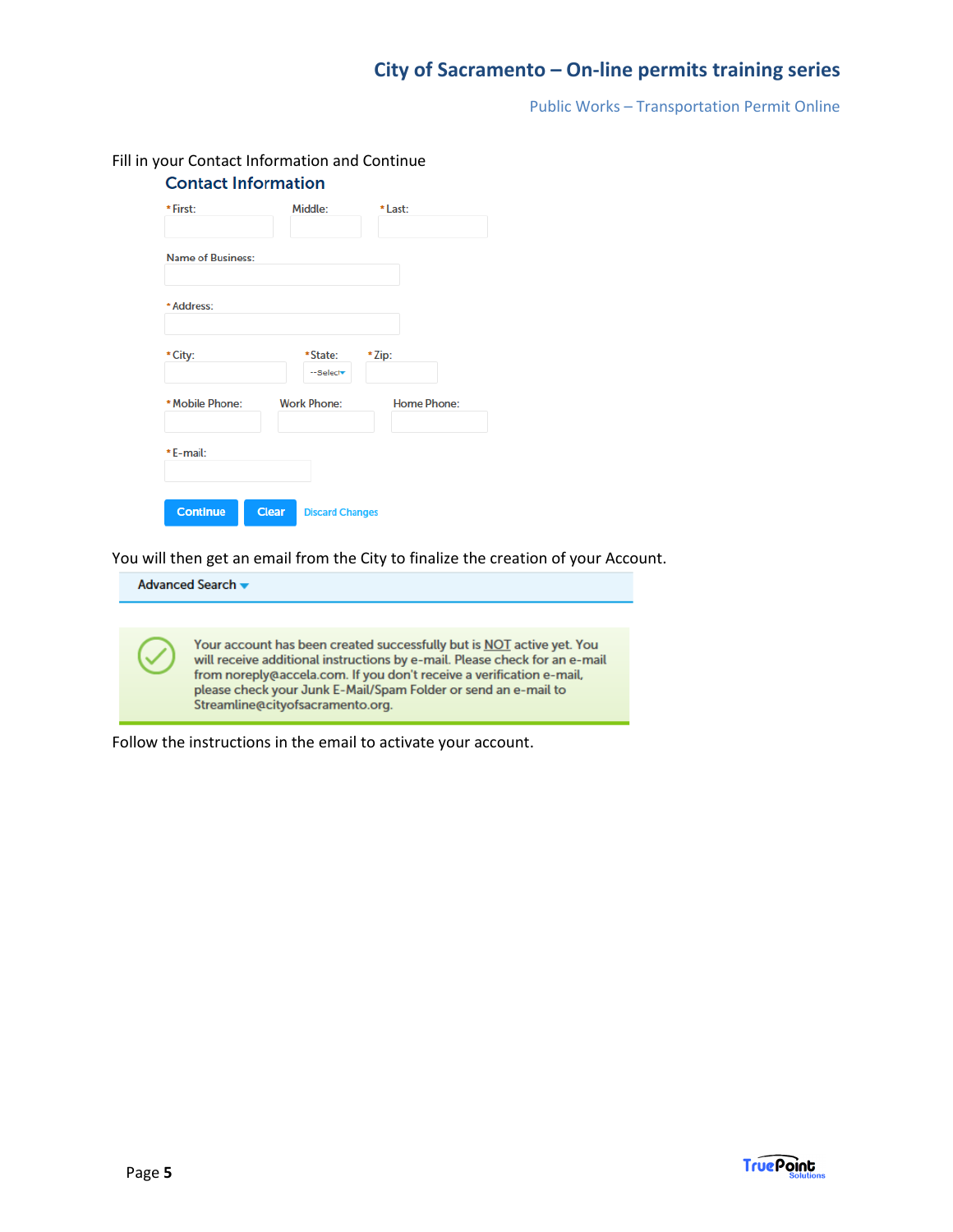Fill in your Contact Information and Continue

## Contact Information

*First: Middle: *Last:

Name of Business:

*Address:

*City: *State: --Select-- *Zip:

*Mobile Phone: Work Phone: Home Phone:

*E-mail:

Continue Clear Discard Changes

You will then get an email from the City to finalize the creation of your Account.

Advanced Search

Your account has been created successfully but is NOT active yet. You will receive additional instructions by e-mail. Please check for an e-mail from noreply@accela.com. If you don't receive a verification e-mail, please check your Junk E-Mail/Spam Folder or send an e-mail to Streamline@cityofsacramento.org.

Follow the instructions in the email to activate your account.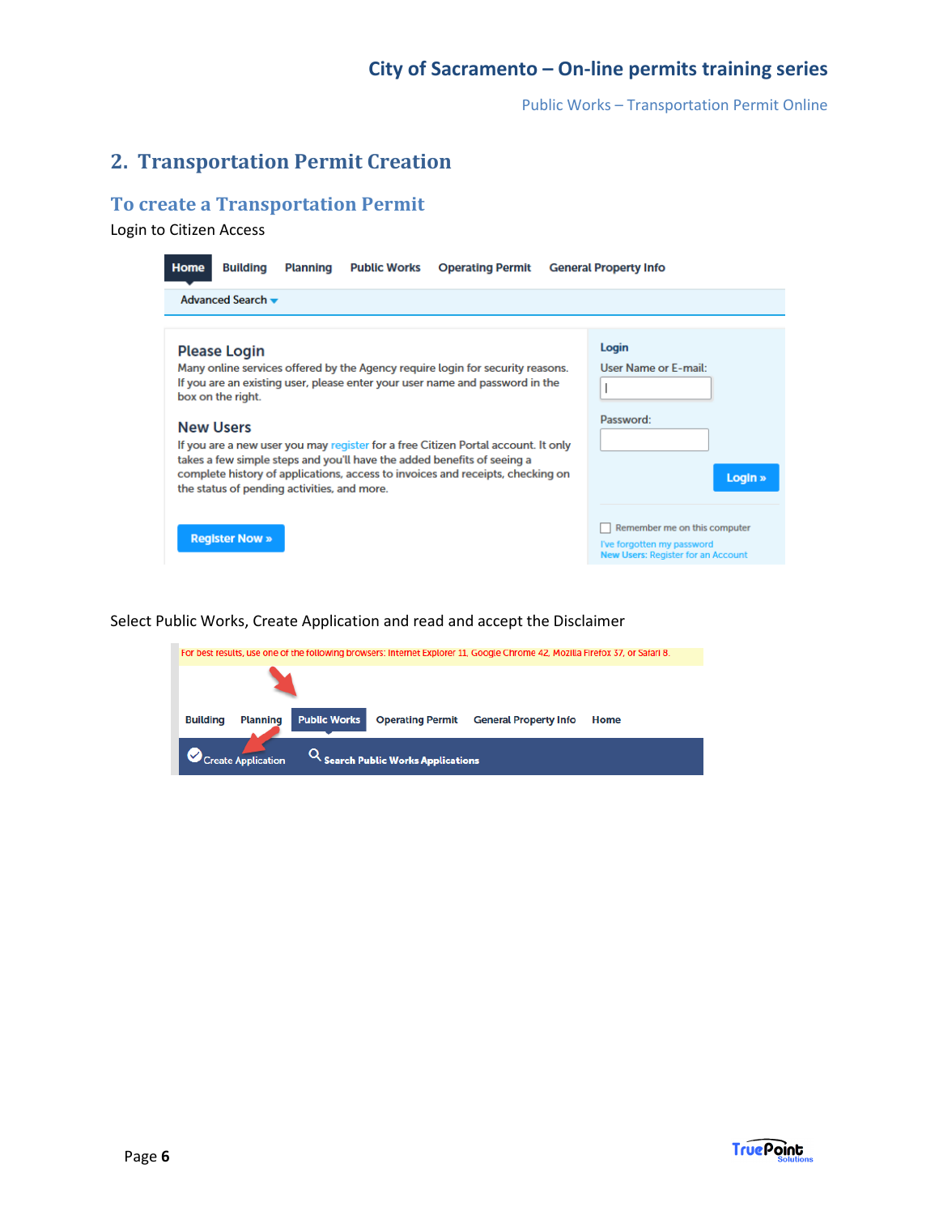## 2. Transportation Permit Creation

### To create a Transportation Permit

Login to Citizen Access

Home | Building | Planning | Public Works | Operating Permit | General Property Info

Advanced Search

**Please Login**

Many online services offered by the Agency require login for security reasons. If you are an existing user, please enter your user name and password in the box on the right.

**New Users**

If you are a new user you may register for a free Citizen Portal account. It only takes a few simple steps and you'll have the added benefits of seeing a complete history of applications, access to invoices and receipts, checking on the status of pending activities, and more.

Register Now »

**Login**

User Name or E-mail:

Password:

Login »

Remember me on this computer

I've forgotten my password

New Users: Register for an Account

Select Public Works, Create Application and read and accept the Disclaimer

For best results, use one of the following browsers: Internet Explorer 11, Google Chrome 42, Mozilla Firefox 37, or Safari 8.

Building | Planning | Public Works | Operating Permit | General Property Info | Home

Create Application | Search Public Works Applications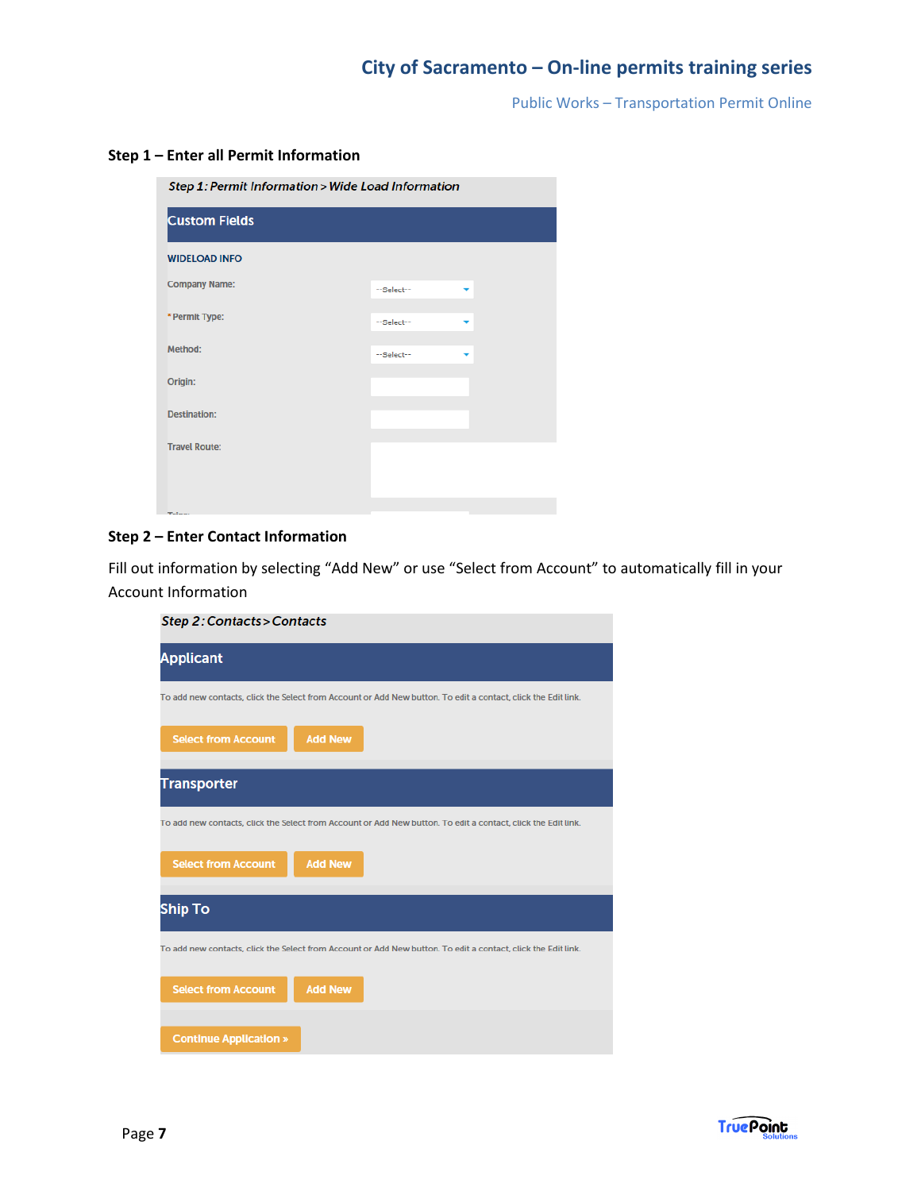### Step 1 – Enter all Permit Information

*Step 1: Permit Information > Wide Load Information*

**Custom Fields**

WIDELOAD INFO

Company Name: --Select--

\* Permit Type: --Select--

Method: --Select--

Origin:

Destination:

Travel Route:

### Step 2 – Enter Contact Information

Fill out information by selecting "Add New" or use "Select from Account" to automatically fill in your Account Information

*Step 2: Contacts > Contacts*

**Applicant**

To add new contacts, click the Select from Account or Add New button. To edit a contact, click the Edit link.

Select from Account | Add New

**Transporter**

To add new contacts, click the Select from Account or Add New button. To edit a contact, click the Edit link.

Select from Account | Add New

**Ship To**

To add new contacts, click the Select from Account or Add New button. To edit a contact, click the Edit link.

Select from Account | Add New

Continue Application »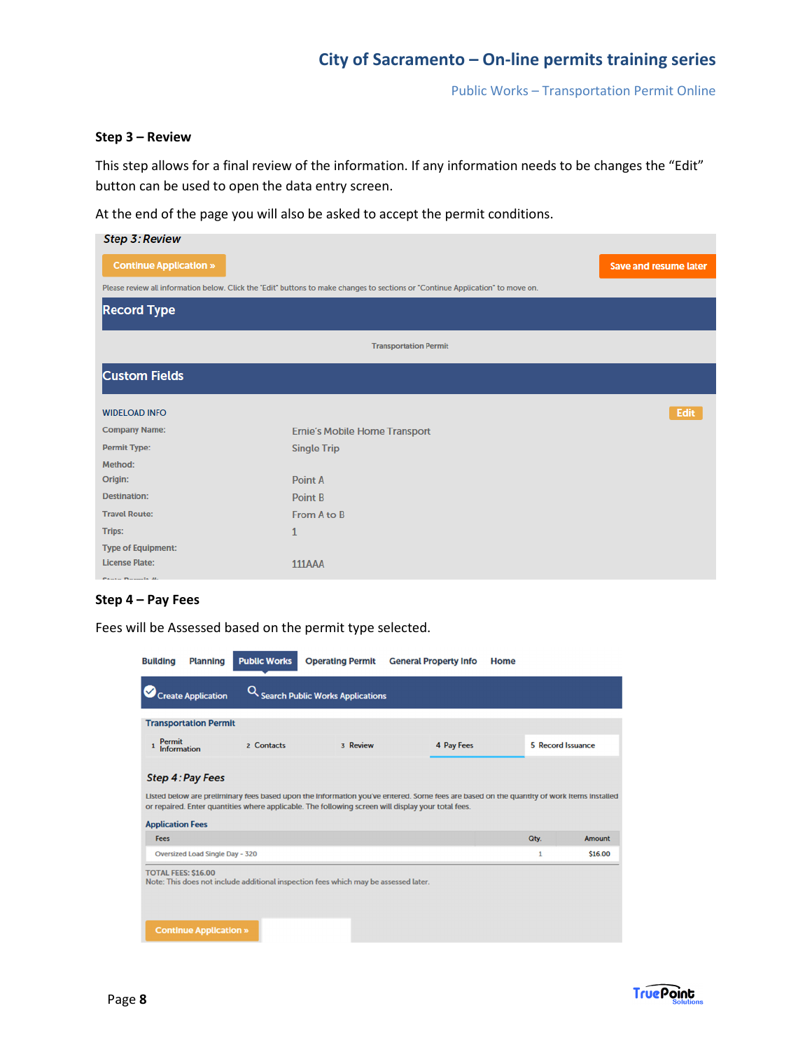**Step 3 – Review**

This step allows for a final review of the information. If any information needs to be changes the “Edit” button can be used to open the data entry screen.

At the end of the page you will also be asked to accept the permit conditions.

*Step 3: Review*

Continue Application » | Save and resume later

Please review all information below. Click the "Edit" buttons to make changes to sections or "Continue Application" to move on.

**Record Type**

Transportation Permit

**Custom Fields**

WIDELOAD INFO — Edit

| | |
|---|---|
| Company Name: | Ernie's Mobile Home Transport |
| Permit Type: | Single Trip |
| Method: | |
| Origin: | Point A |
| Destination: | Point B |
| Travel Route: | From A to B |
| Trips: | 1 |
| Type of Equipment: | |
| License Plate: | 111AAA |

**Step 4 – Pay Fees**

Fees will be Assessed based on the permit type selected.

Building | Planning | Public Works | Operating Permit | General Property Info | Home

Create Application | Search Public Works Applications

**Transportation Permit**

1 Permit Information | 2 Contacts | 3 Review | 4 Pay Fees | 5 Record Issuance

*Step 4: Pay Fees*

Listed below are preliminary fees based upon the information you've entered. Some fees are based on the quantity of work items installed or repaired. Enter quantities where applicable. The following screen will display your total fees.

**Application Fees**

| Fees | Qty. | Amount |
|---|---|---|
| Oversized Load Single Day - 320 | 1 | $16.00 |

TOTAL FEES: $16.00
Note: This does not include additional inspection fees which may be assessed later.

Continue Application »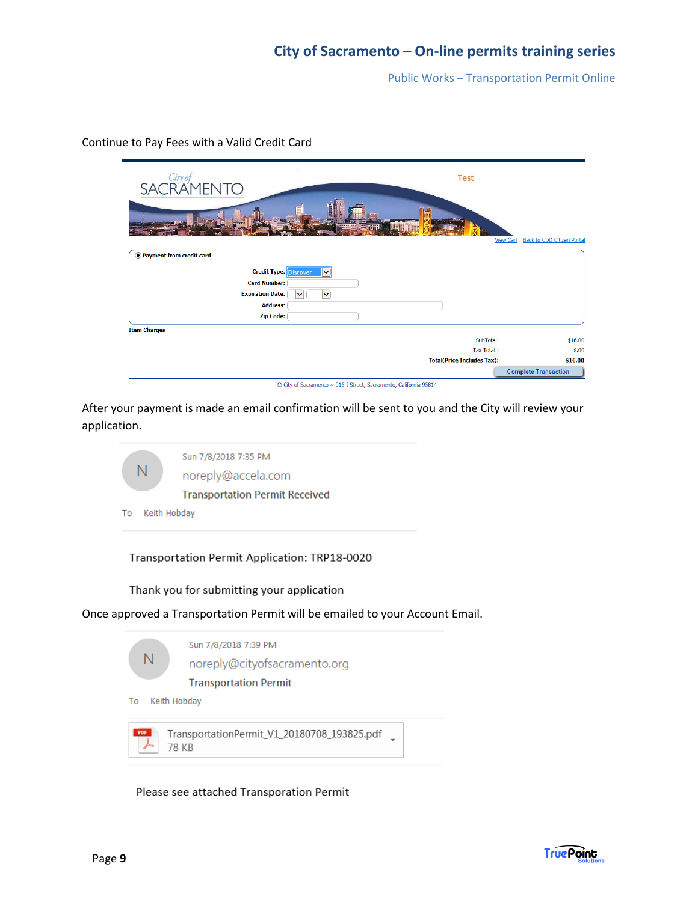Continue to Pay Fees with a Valid Credit Card

City of SACRAMENTO — Test

View Cart | Back to CDD Citizen Portal

Payment from credit card

Credit Type: Discover

Card Number:

Expiration Date:

Address:

Zip Code:

Item Charges

| | |
|---|---|
| SubTotal: | $16.00 |
| Tax Total : | $.00 |
| **Total(Price Includes Tax):** | **$16.00** |

Complete Transaction

© City of Sacramento ~ 915 I Street, Sacramento, California 95814

After your payment is made an email confirmation will be sent to you and the City will review your application.

Sun 7/8/2018 7:35 PM

noreply@accela.com

Transportation Permit Received

To Keith Hobday

Transportation Permit Application: TRP18-0020

Thank you for submitting your application

Once approved a Transportation Permit will be emailed to your Account Email.

Sun 7/8/2018 7:39 PM

noreply@cityofsacramento.org

Transportation Permit

To Keith Hobday

TransportationPermit_V1_20180708_193825.pdf
78 KB

Please see attached Transporation Permit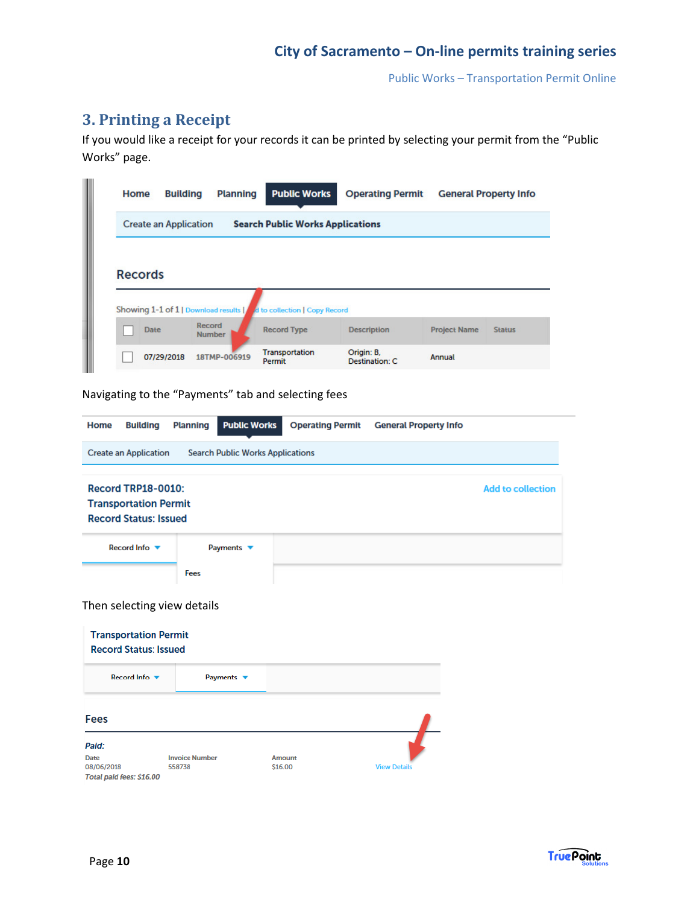## 3. Printing a Receipt

If you would like a receipt for your records it can be printed by selecting your permit from the "Public Works" page.

Home | Building | Planning | **Public Works** | Operating Permit | General Property Info

Create an Application | **Search Public Works Applications**

### Records

Showing 1-1 of 1 | Download results | Add to collection | Copy Record

| | Date | Record Number | Record Type | Description | Project Name | Status |
|---|---|---|---|---|---|---|
| ☐ | 07/29/2018 | 18TMP-006919 | Transportation Permit | Origin: B, Destination: C | Annual | |

Navigating to the "Payments" tab and selecting fees

Home | Building | Planning | **Public Works** | Operating Permit | General Property Info

Create an Application | Search Public Works Applications

**Record TRP18-0010:**
**Transportation Permit**
**Record Status: Issued**

Add to collection

Record Info ▾ | Payments ▾
Fees

Then selecting view details

**Transportation Permit**
**Record Status: Issued**

Record Info ▾ | Payments ▾

### Fees

*Paid:*

| Date | Invoice Number | Amount | |
|---|---|---|---|
| 08/06/2018 | 558738 | $16.00 | View Details |

*Total paid fees: $16.00*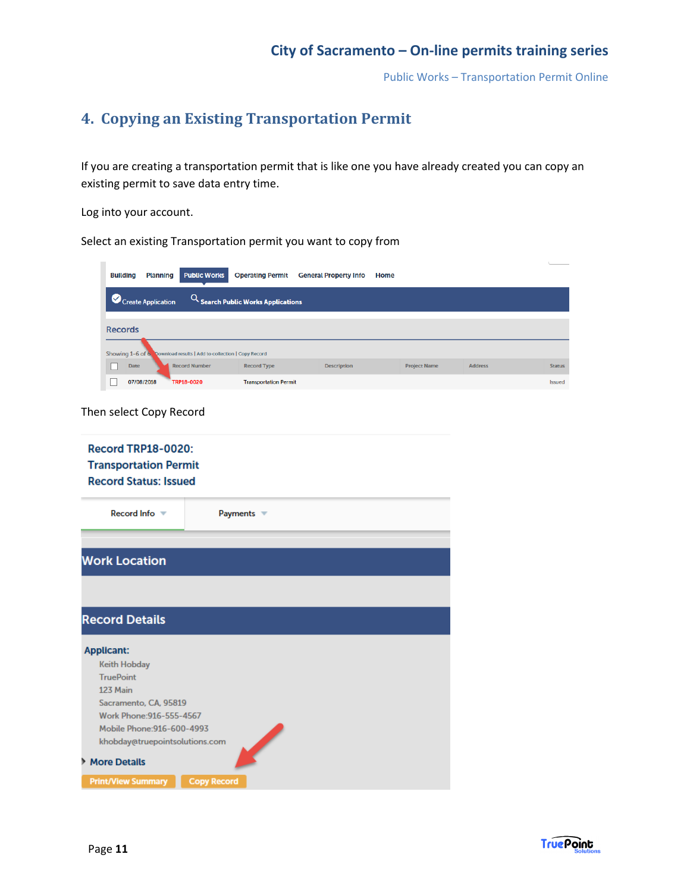## 4. Copying an Existing Transportation Permit

If you are creating a transportation permit that is like one you have already created you can copy an existing permit to save data entry time.

Log into your account.

Select an existing Transportation permit you want to copy from

Then select Copy Record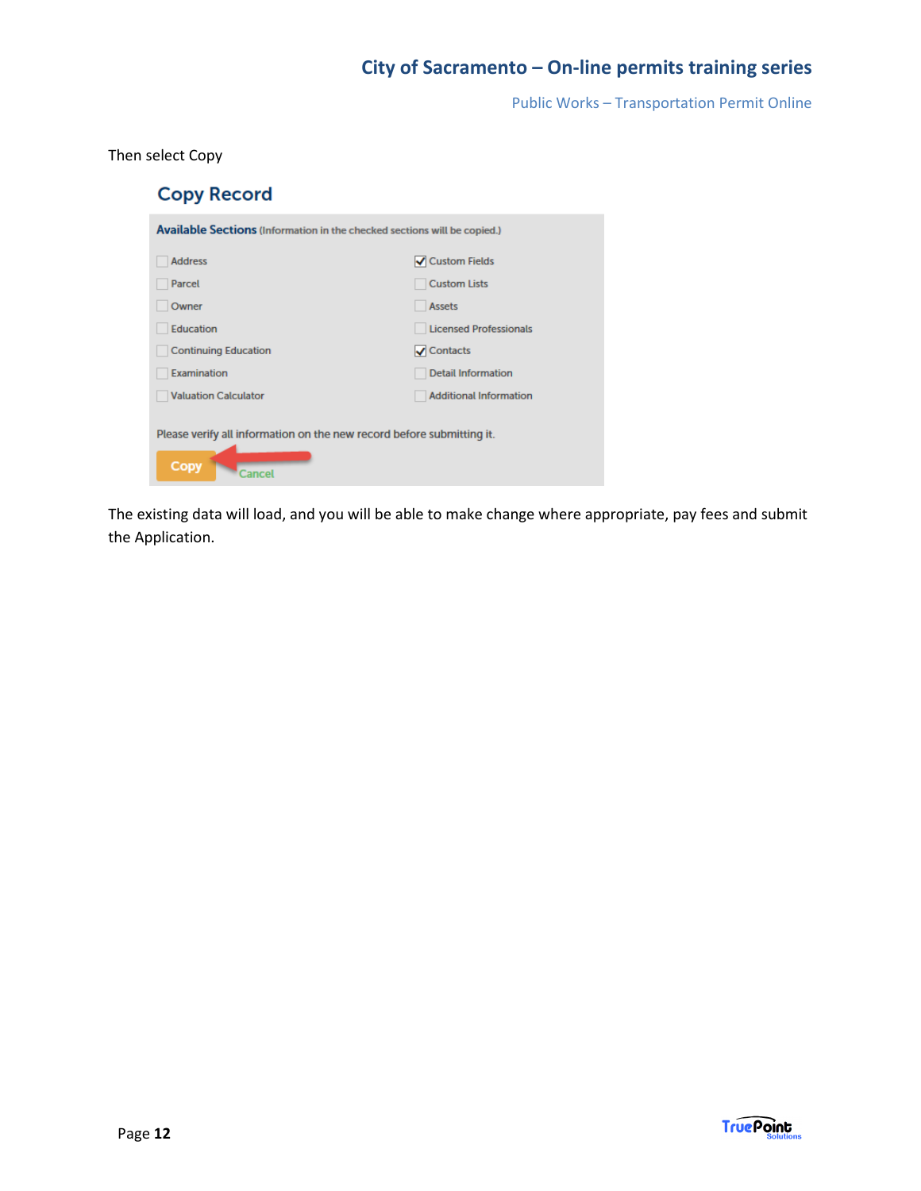Then select Copy

## Copy Record

**Available Sections** (Information in the checked sections will be copied.)

- [ ] Address
- [ ] Parcel
- [ ] Owner
- [ ] Education
- [ ] Continuing Education
- [ ] Examination
- [ ] Valuation Calculator
- [x] Custom Fields
- [ ] Custom Lists
- [ ] Assets
- [ ] Licensed Professionals
- [x] Contacts
- [ ] Detail Information
- [ ] Additional Information

Please verify all information on the new record before submitting it.

Copy Cancel

The existing data will load, and you will be able to make change where appropriate, pay fees and submit the Application.